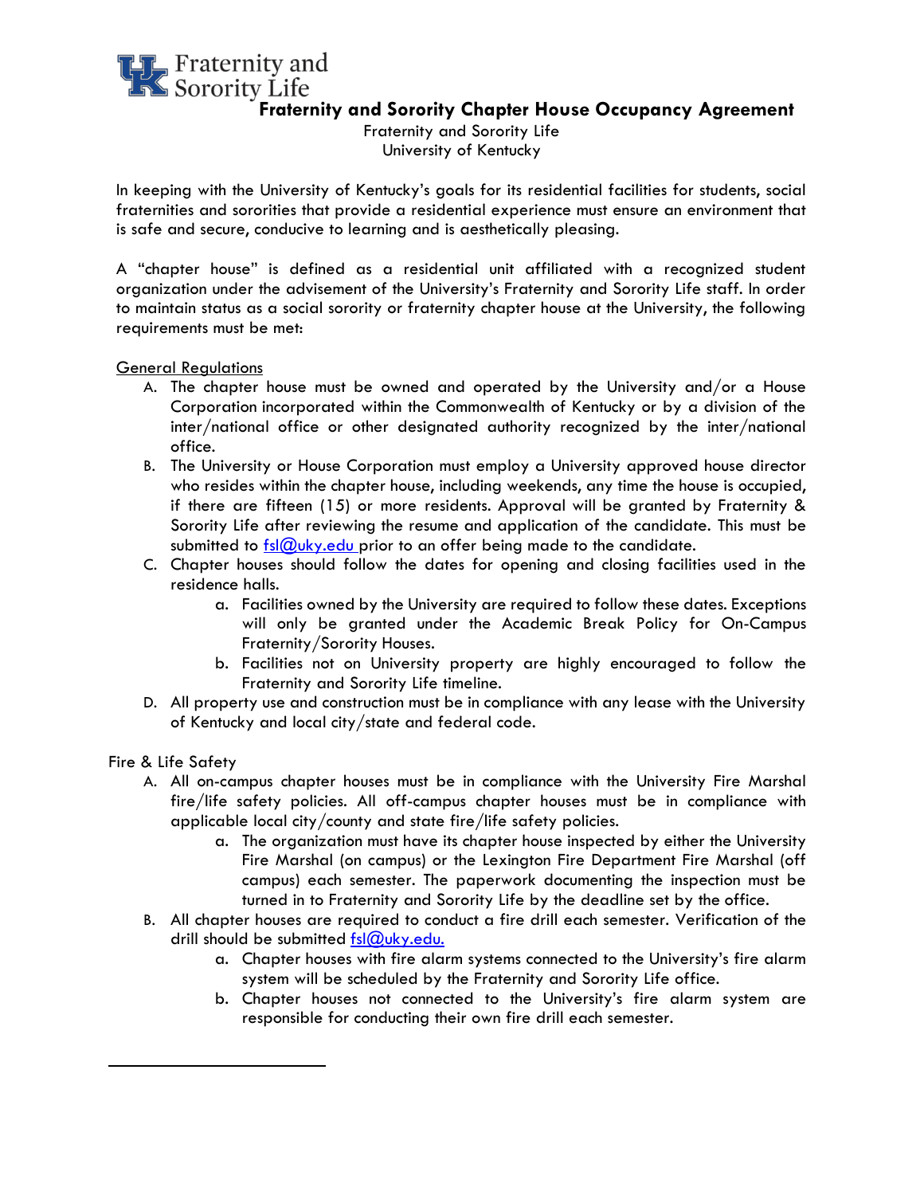Fraternity and Sorority Life

# Fraternity and Sorority Chapter House Occupancy Agreement

Fraternity and Sorority Life
University of Kentucky

In keeping with the University of Kentucky's goals for its residential facilities for students, social fraternities and sororities that provide a residential experience must ensure an environment that is safe and secure, conducive to learning and is aesthetically pleasing.

A "chapter house" is defined as a residential unit affiliated with a recognized student organization under the advisement of the University's Fraternity and Sorority Life staff. In order to maintain status as a social sorority or fraternity chapter house at the University, the following requirements must be met:

## General Regulations

A. The chapter house must be owned and operated by the University and/or a House Corporation incorporated within the Commonwealth of Kentucky or by a division of the inter/national office or other designated authority recognized by the inter/national office.

B. The University or House Corporation must employ a University approved house director who resides within the chapter house, including weekends, any time the house is occupied, if there are fifteen (15) or more residents. Approval will be granted by Fraternity & Sorority Life after reviewing the resume and application of the candidate. This must be submitted to fsl@uky.edu prior to an offer being made to the candidate.

C. Chapter houses should follow the dates for opening and closing facilities used in the residence halls.
   - a. Facilities owned by the University are required to follow these dates. Exceptions will only be granted under the Academic Break Policy for On-Campus Fraternity/Sorority Houses.
   - b. Facilities not on University property are highly encouraged to follow the Fraternity and Sorority Life timeline.

D. All property use and construction must be in compliance with any lease with the University of Kentucky and local city/state and federal code.

## Fire & Life Safety

A. All on-campus chapter houses must be in compliance with the University Fire Marshal fire/life safety policies. All off-campus chapter houses must be in compliance with applicable local city/county and state fire/life safety policies.
   - a. The organization must have its chapter house inspected by either the University Fire Marshal (on campus) or the Lexington Fire Department Fire Marshal (off campus) each semester. The paperwork documenting the inspection must be turned in to Fraternity and Sorority Life by the deadline set by the office.

B. All chapter houses are required to conduct a fire drill each semester. Verification of the drill should be submitted fsl@uky.edu.
   - a. Chapter houses with fire alarm systems connected to the University's fire alarm system will be scheduled by the Fraternity and Sorority Life office.
   - b. Chapter houses not connected to the University's fire alarm system are responsible for conducting their own fire drill each semester.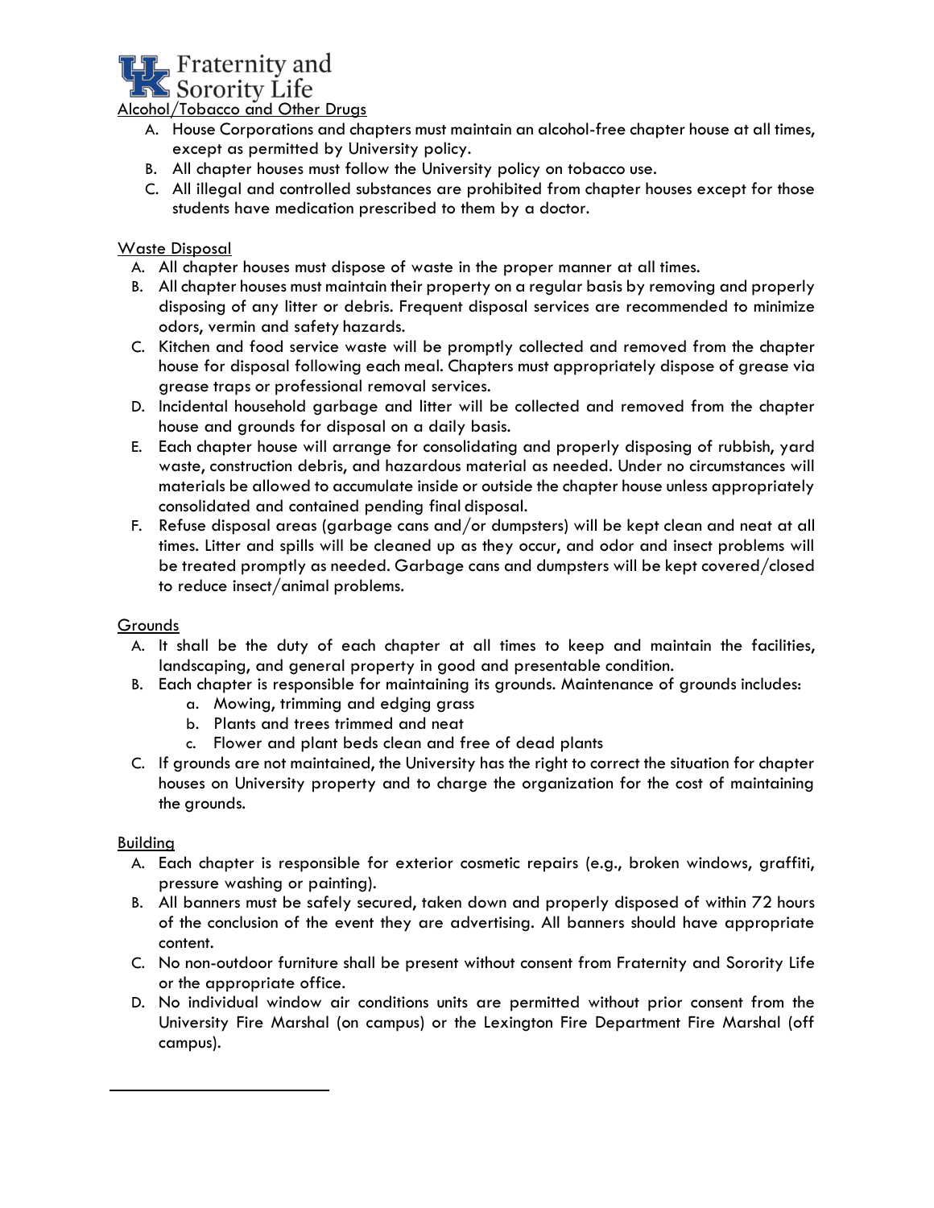## Alcohol/Tobacco and Other Drugs

A. House Corporations and chapters must maintain an alcohol-free chapter house at all times, except as permitted by University policy.
B. All chapter houses must follow the University policy on tobacco use.
C. All illegal and controlled substances are prohibited from chapter houses except for those students have medication prescribed to them by a doctor.

## Waste Disposal

A. All chapter houses must dispose of waste in the proper manner at all times.
B. All chapter houses must maintain their property on a regular basis by removing and properly disposing of any litter or debris. Frequent disposal services are recommended to minimize odors, vermin and safety hazards.
C. Kitchen and food service waste will be promptly collected and removed from the chapter house for disposal following each meal. Chapters must appropriately dispose of grease via grease traps or professional removal services.
D. Incidental household garbage and litter will be collected and removed from the chapter house and grounds for disposal on a daily basis.
E. Each chapter house will arrange for consolidating and properly disposing of rubbish, yard waste, construction debris, and hazardous material as needed. Under no circumstances will materials be allowed to accumulate inside or outside the chapter house unless appropriately consolidated and contained pending final disposal.
F. Refuse disposal areas (garbage cans and/or dumpsters) will be kept clean and neat at all times. Litter and spills will be cleaned up as they occur, and odor and insect problems will be treated promptly as needed. Garbage cans and dumpsters will be kept covered/closed to reduce insect/animal problems.

## Grounds

A. It shall be the duty of each chapter at all times to keep and maintain the facilities, landscaping, and general property in good and presentable condition.
B. Each chapter is responsible for maintaining its grounds. Maintenance of grounds includes:
    a. Mowing, trimming and edging grass
    b. Plants and trees trimmed and neat
    c. Flower and plant beds clean and free of dead plants
C. If grounds are not maintained, the University has the right to correct the situation for chapter houses on University property and to charge the organization for the cost of maintaining the grounds.

## Building

A. Each chapter is responsible for exterior cosmetic repairs (e.g., broken windows, graffiti, pressure washing or painting).
B. All banners must be safely secured, taken down and properly disposed of within 72 hours of the conclusion of the event they are advertising. All banners should have appropriate content.
C. No non-outdoor furniture shall be present without consent from Fraternity and Sorority Life or the appropriate office.
D. No individual window air conditions units are permitted without prior consent from the University Fire Marshal (on campus) or the Lexington Fire Department Fire Marshal (off campus).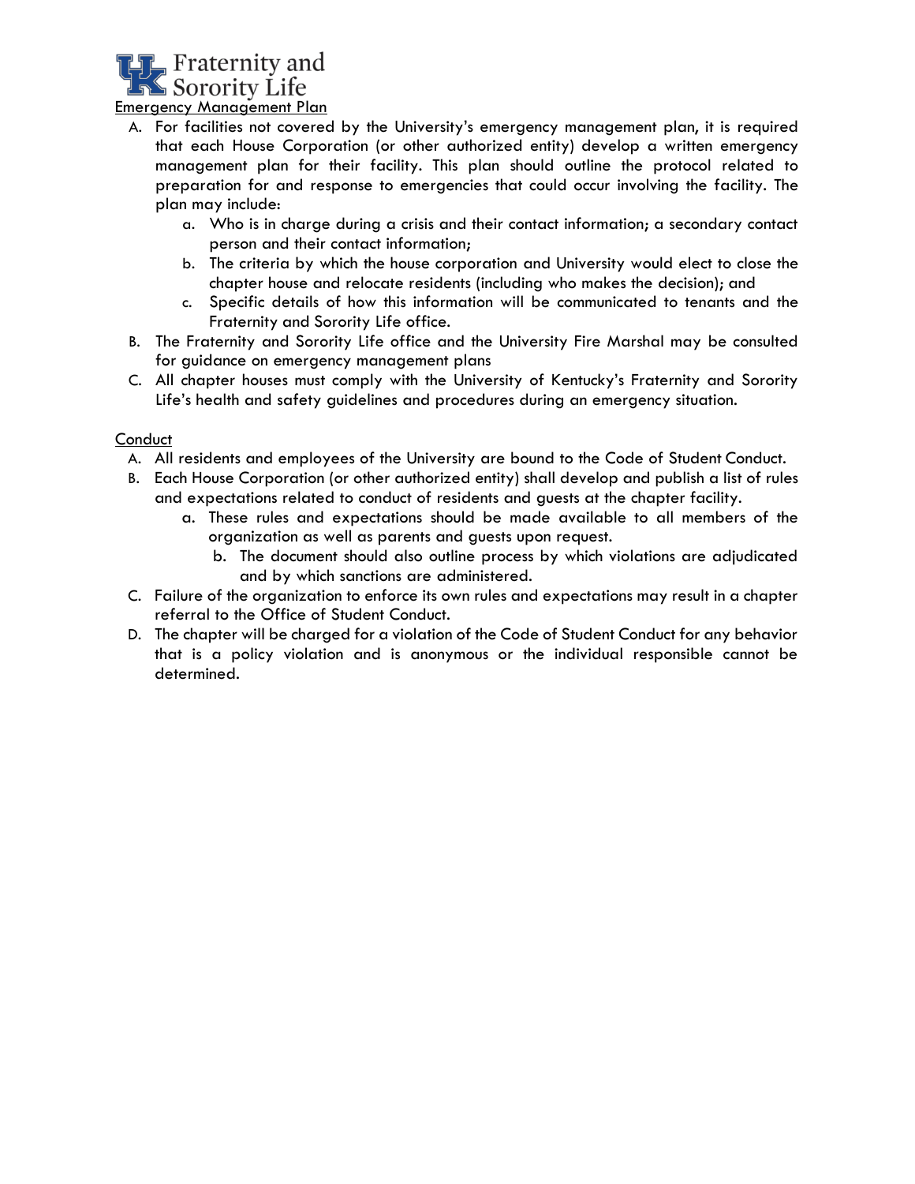Emergency Management Plan

A. For facilities not covered by the University's emergency management plan, it is required that each House Corporation (or other authorized entity) develop a written emergency management plan for their facility. This plan should outline the protocol related to preparation for and response to emergencies that could occur involving the facility. The plan may include:
    a. Who is in charge during a crisis and their contact information; a secondary contact person and their contact information;
    b. The criteria by which the house corporation and University would elect to close the chapter house and relocate residents (including who makes the decision); and
    c. Specific details of how this information will be communicated to tenants and the Fraternity and Sorority Life office.
B. The Fraternity and Sorority Life office and the University Fire Marshal may be consulted for guidance on emergency management plans
C. All chapter houses must comply with the University of Kentucky's Fraternity and Sorority Life's health and safety guidelines and procedures during an emergency situation.

Conduct

A. All residents and employees of the University are bound to the Code of Student Conduct.
B. Each House Corporation (or other authorized entity) shall develop and publish a list of rules and expectations related to conduct of residents and guests at the chapter facility.
    a. These rules and expectations should be made available to all members of the organization as well as parents and guests upon request.
    b. The document should also outline process by which violations are adjudicated and by which sanctions are administered.
C. Failure of the organization to enforce its own rules and expectations may result in a chapter referral to the Office of Student Conduct.
D. The chapter will be charged for a violation of the Code of Student Conduct for any behavior that is a policy violation and is anonymous or the individual responsible cannot be determined.